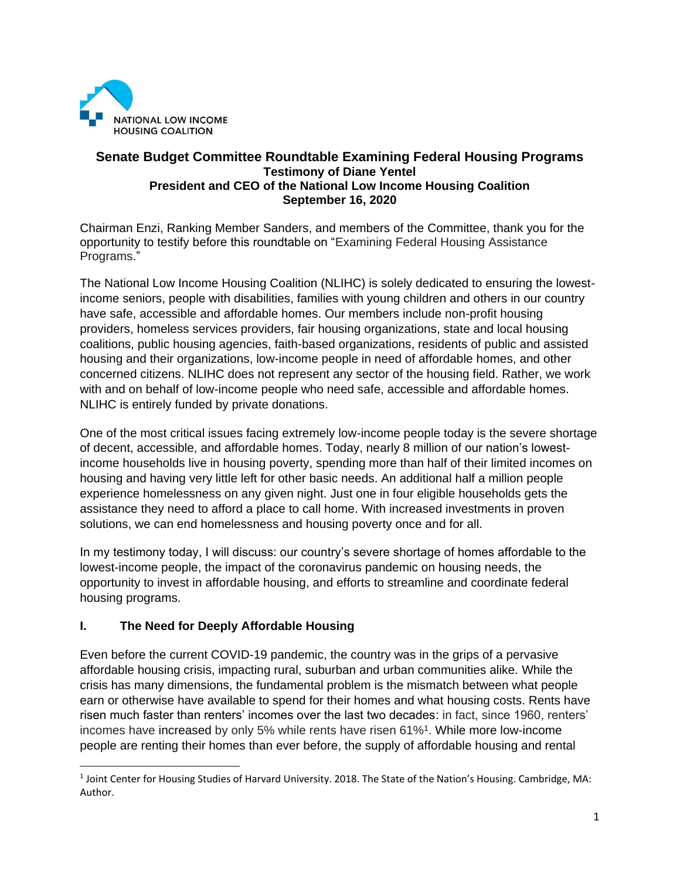NATIONAL LOW INCOME HOUSING COALITION

## Senate Budget Committee Roundtable Examining Federal Housing Programs

**Testimony of Diane Yentel**
**President and CEO of the National Low Income Housing Coalition**
**September 16, 2020**

Chairman Enzi, Ranking Member Sanders, and members of the Committee, thank you for the opportunity to testify before this roundtable on "Examining Federal Housing Assistance Programs."

The National Low Income Housing Coalition (NLIHC) is solely dedicated to ensuring the lowest-income seniors, people with disabilities, families with young children and others in our country have safe, accessible and affordable homes. Our members include non-profit housing providers, homeless services providers, fair housing organizations, state and local housing coalitions, public housing agencies, faith-based organizations, residents of public and assisted housing and their organizations, low-income people in need of affordable homes, and other concerned citizens. NLIHC does not represent any sector of the housing field. Rather, we work with and on behalf of low-income people who need safe, accessible and affordable homes. NLIHC is entirely funded by private donations.

One of the most critical issues facing extremely low-income people today is the severe shortage of decent, accessible, and affordable homes. Today, nearly 8 million of our nation's lowest-income households live in housing poverty, spending more than half of their limited incomes on housing and having very little left for other basic needs. An additional half a million people experience homelessness on any given night. Just one in four eligible households gets the assistance they need to afford a place to call home. With increased investments in proven solutions, we can end homelessness and housing poverty once and for all.

In my testimony today, I will discuss: our country's severe shortage of homes affordable to the lowest-income people, the impact of the coronavirus pandemic on housing needs, the opportunity to invest in affordable housing, and efforts to streamline and coordinate federal housing programs.

### I. The Need for Deeply Affordable Housing

Even before the current COVID-19 pandemic, the country was in the grips of a pervasive affordable housing crisis, impacting rural, suburban and urban communities alike. While the crisis has many dimensions, the fundamental problem is the mismatch between what people earn or otherwise have available to spend for their homes and what housing costs. Rents have risen much faster than renters' incomes over the last two decades: in fact, since 1960, renters' incomes have increased by only 5% while rents have risen 61%[1]. While more low-income people are renting their homes than ever before, the supply of affordable housing and rental

---

[1] Joint Center for Housing Studies of Harvard University. 2018. The State of the Nation's Housing. Cambridge, MA: Author.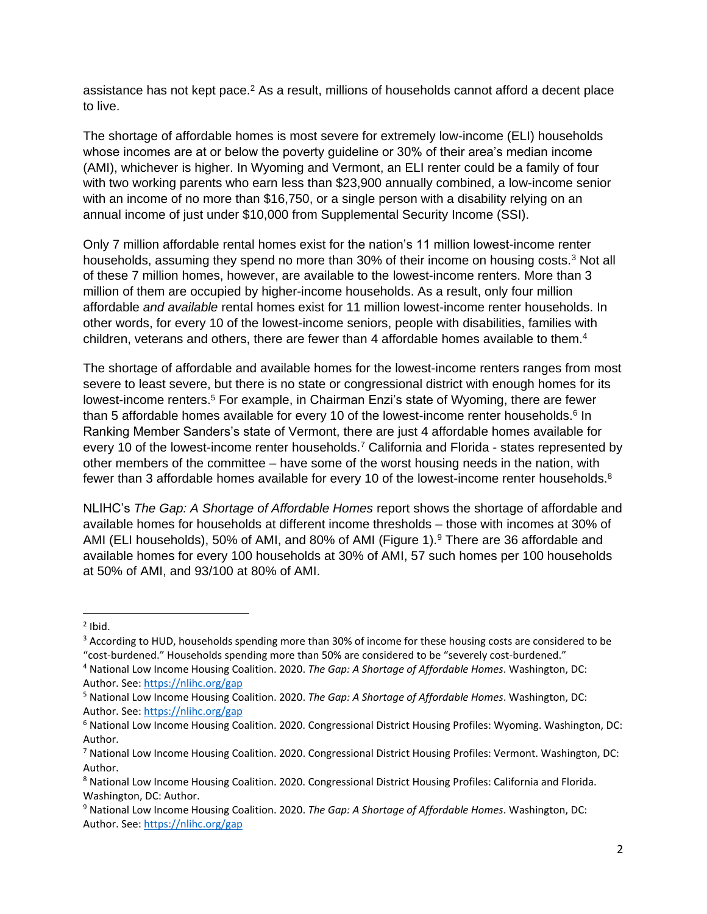assistance has not kept pace.[2] As a result, millions of households cannot afford a decent place to live.

The shortage of affordable homes is most severe for extremely low-income (ELI) households whose incomes are at or below the poverty guideline or 30% of their area's median income (AMI), whichever is higher. In Wyoming and Vermont, an ELI renter could be a family of four with two working parents who earn less than $23,900 annually combined, a low-income senior with an income of no more than $16,750, or a single person with a disability relying on an annual income of just under $10,000 from Supplemental Security Income (SSI).

Only 7 million affordable rental homes exist for the nation's 11 million lowest-income renter households, assuming they spend no more than 30% of their income on housing costs.[3] Not all of these 7 million homes, however, are available to the lowest-income renters. More than 3 million of them are occupied by higher-income households. As a result, only four million affordable *and available* rental homes exist for 11 million lowest-income renter households. In other words, for every 10 of the lowest-income seniors, people with disabilities, families with children, veterans and others, there are fewer than 4 affordable homes available to them.[4]

The shortage of affordable and available homes for the lowest-income renters ranges from most severe to least severe, but there is no state or congressional district with enough homes for its lowest-income renters.[5] For example, in Chairman Enzi's state of Wyoming, there are fewer than 5 affordable homes available for every 10 of the lowest-income renter households.[6] In Ranking Member Sanders's state of Vermont, there are just 4 affordable homes available for every 10 of the lowest-income renter households.[7] California and Florida - states represented by other members of the committee – have some of the worst housing needs in the nation, with fewer than 3 affordable homes available for every 10 of the lowest-income renter households.[8]

NLIHC's *The Gap: A Shortage of Affordable Homes* report shows the shortage of affordable and available homes for households at different income thresholds – those with incomes at 30% of AMI (ELI households), 50% of AMI, and 80% of AMI (Figure 1).[9] There are 36 affordable and available homes for every 100 households at 30% of AMI, 57 such homes per 100 households at 50% of AMI, and 93/100 at 80% of AMI.

---

[2] Ibid.

[3] According to HUD, households spending more than 30% of income for these housing costs are considered to be "cost-burdened." Households spending more than 50% are considered to be "severely cost-burdened."

[4] National Low Income Housing Coalition. 2020. *The Gap: A Shortage of Affordable Homes*. Washington, DC: Author. See: https://nlihc.org/gap

[5] National Low Income Housing Coalition. 2020. *The Gap: A Shortage of Affordable Homes*. Washington, DC: Author. See: https://nlihc.org/gap

[6] National Low Income Housing Coalition. 2020. Congressional District Housing Profiles: Wyoming. Washington, DC: Author.

[7] National Low Income Housing Coalition. 2020. Congressional District Housing Profiles: Vermont. Washington, DC: Author.

[8] National Low Income Housing Coalition. 2020. Congressional District Housing Profiles: California and Florida. Washington, DC: Author.

[9] National Low Income Housing Coalition. 2020. *The Gap: A Shortage of Affordable Homes*. Washington, DC: Author. See: https://nlihc.org/gap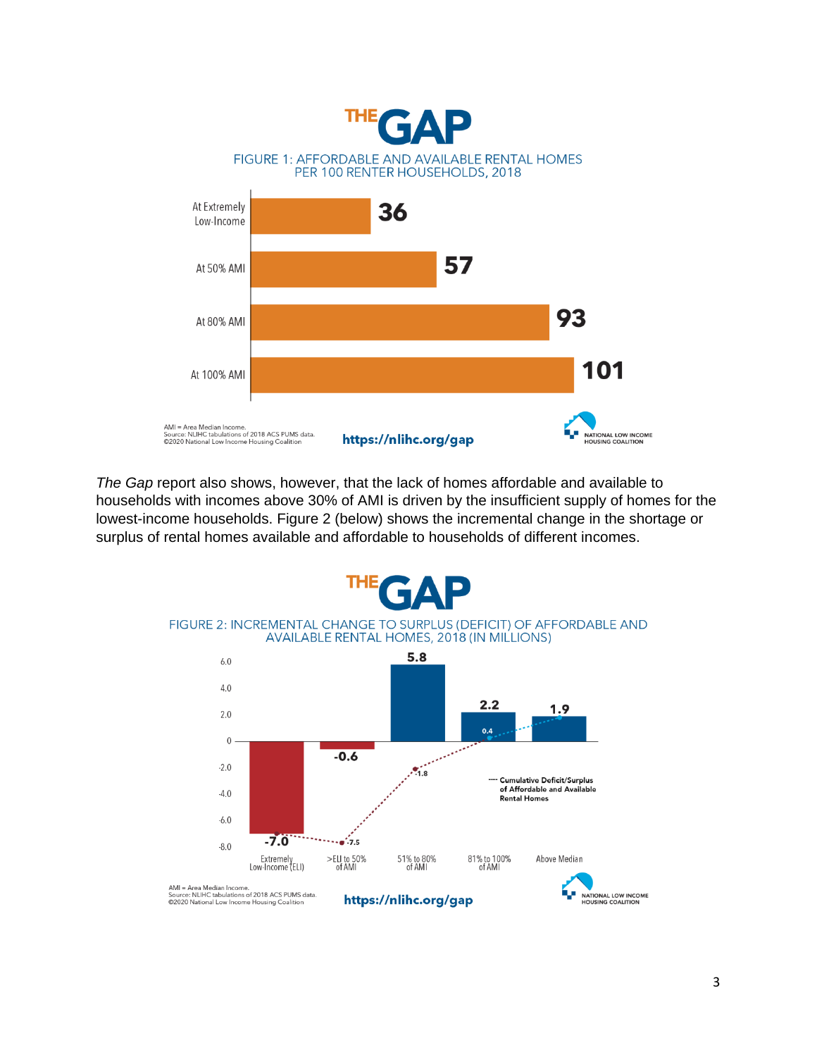THE GAP

FIGURE 1: AFFORDABLE AND AVAILABLE RENTAL HOMES PER 100 RENTER HOUSEHOLDS, 2018

| | Affordable and available rental homes per 100 renter households |
|---|---|
| At Extremely Low-Income | 36 |
| At 50% AMI | 57 |
| At 80% AMI | 93 |
| At 100% AMI | 101 |

AMI = Area Median Income.
Source: NLIHC tabulations of 2018 ACS PUMS data.
©2020 National Low Income Housing Coalition

https://nlihc.org/gap

NATIONAL LOW INCOME HOUSING COALITION

*The Gap* report also shows, however, that the lack of homes affordable and available to households with incomes above 30% of AMI is driven by the insufficient supply of homes for the lowest-income households. Figure 2 (below) shows the incremental change in the shortage or surplus of rental homes available and affordable to households of different incomes.

THE GAP

FIGURE 2: INCREMENTAL CHANGE TO SURPLUS (DEFICIT) OF AFFORDABLE AND AVAILABLE RENTAL HOMES, 2018 (IN MILLIONS)

| | Incremental change | Cumulative Deficit/Surplus of Affordable and Available Rental Homes |
|---|---|---|
| Extremely Low-Income (ELI) | -7.0 | -7.0 |
| >ELI to 50% of AMI | -0.6 | -7.5 |
| 51% to 80% of AMI | 5.8 | -1.8 |
| 81% to 100% of AMI | 2.2 | 0.4 |
| Above Median | 1.9 | |

AMI = Area Median Income.
Source: NLIHC tabulations of 2018 ACS PUMS data.
©2020 National Low Income Housing Coalition

https://nlihc.org/gap

NATIONAL LOW INCOME HOUSING COALITION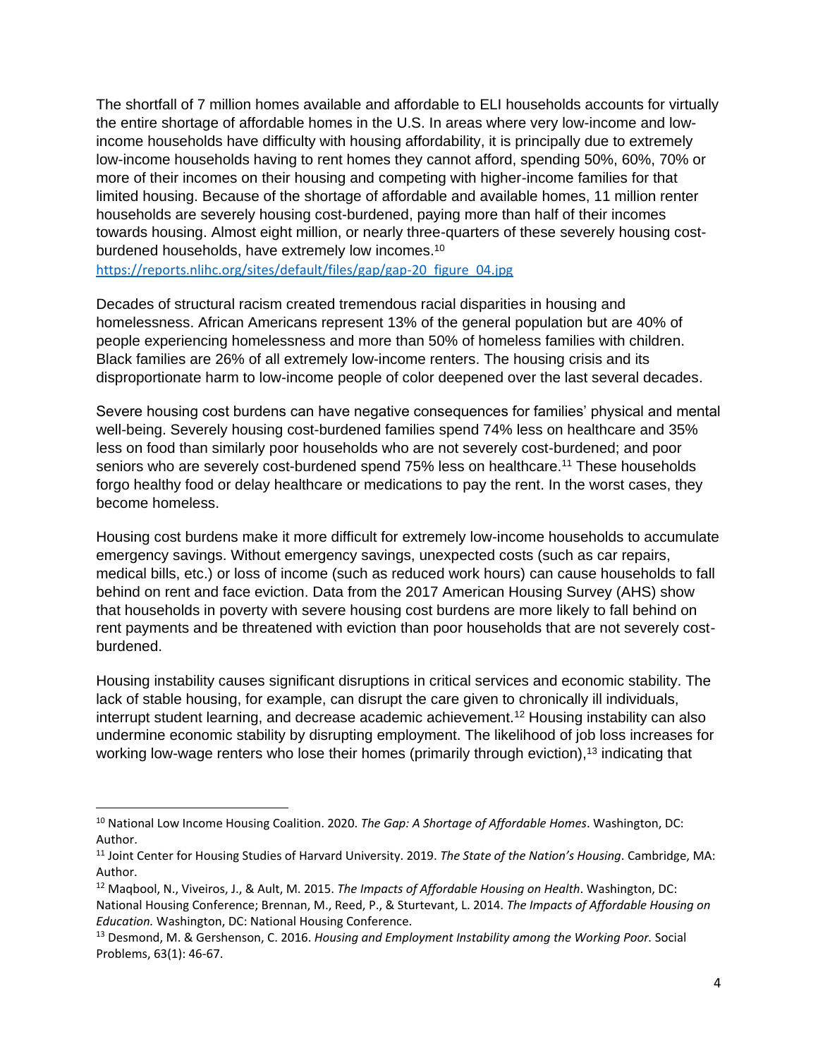The shortfall of 7 million homes available and affordable to ELI households accounts for virtually the entire shortage of affordable homes in the U.S. In areas where very low-income and low-income households have difficulty with housing affordability, it is principally due to extremely low-income households having to rent homes they cannot afford, spending 50%, 60%, 70% or more of their incomes on their housing and competing with higher-income families for that limited housing. Because of the shortage of affordable and available homes, 11 million renter households are severely housing cost-burdened, paying more than half of their incomes towards housing. Almost eight million, or nearly three-quarters of these severely housing cost-burdened households, have extremely low incomes.[10]
https://reports.nlihc.org/sites/default/files/gap/gap-20_figure_04.jpg

Decades of structural racism created tremendous racial disparities in housing and homelessness. African Americans represent 13% of the general population but are 40% of people experiencing homelessness and more than 50% of homeless families with children. Black families are 26% of all extremely low-income renters. The housing crisis and its disproportionate harm to low-income people of color deepened over the last several decades.

Severe housing cost burdens can have negative consequences for families' physical and mental well-being. Severely housing cost-burdened families spend 74% less on healthcare and 35% less on food than similarly poor households who are not severely cost-burdened; and poor seniors who are severely cost-burdened spend 75% less on healthcare.[11] These households forgo healthy food or delay healthcare or medications to pay the rent. In the worst cases, they become homeless.

Housing cost burdens make it more difficult for extremely low-income households to accumulate emergency savings. Without emergency savings, unexpected costs (such as car repairs, medical bills, etc.) or loss of income (such as reduced work hours) can cause households to fall behind on rent and face eviction. Data from the 2017 American Housing Survey (AHS) show that households in poverty with severe housing cost burdens are more likely to fall behind on rent payments and be threatened with eviction than poor households that are not severely cost-burdened.

Housing instability causes significant disruptions in critical services and economic stability. The lack of stable housing, for example, can disrupt the care given to chronically ill individuals, interrupt student learning, and decrease academic achievement.[12] Housing instability can also undermine economic stability by disrupting employment. The likelihood of job loss increases for working low-wage renters who lose their homes (primarily through eviction),[13] indicating that

---

[10] National Low Income Housing Coalition. 2020. *The Gap: A Shortage of Affordable Homes*. Washington, DC: Author.

[11] Joint Center for Housing Studies of Harvard University. 2019. *The State of the Nation's Housing*. Cambridge, MA: Author.

[12] Maqbool, N., Viveiros, J., & Ault, M. 2015. *The Impacts of Affordable Housing on Health*. Washington, DC: National Housing Conference; Brennan, M., Reed, P., & Sturtevant, L. 2014. *The Impacts of Affordable Housing on Education.* Washington, DC: National Housing Conference.

[13] Desmond, M. & Gershenson, C. 2016. *Housing and Employment Instability among the Working Poor.* Social Problems, 63(1): 46-67.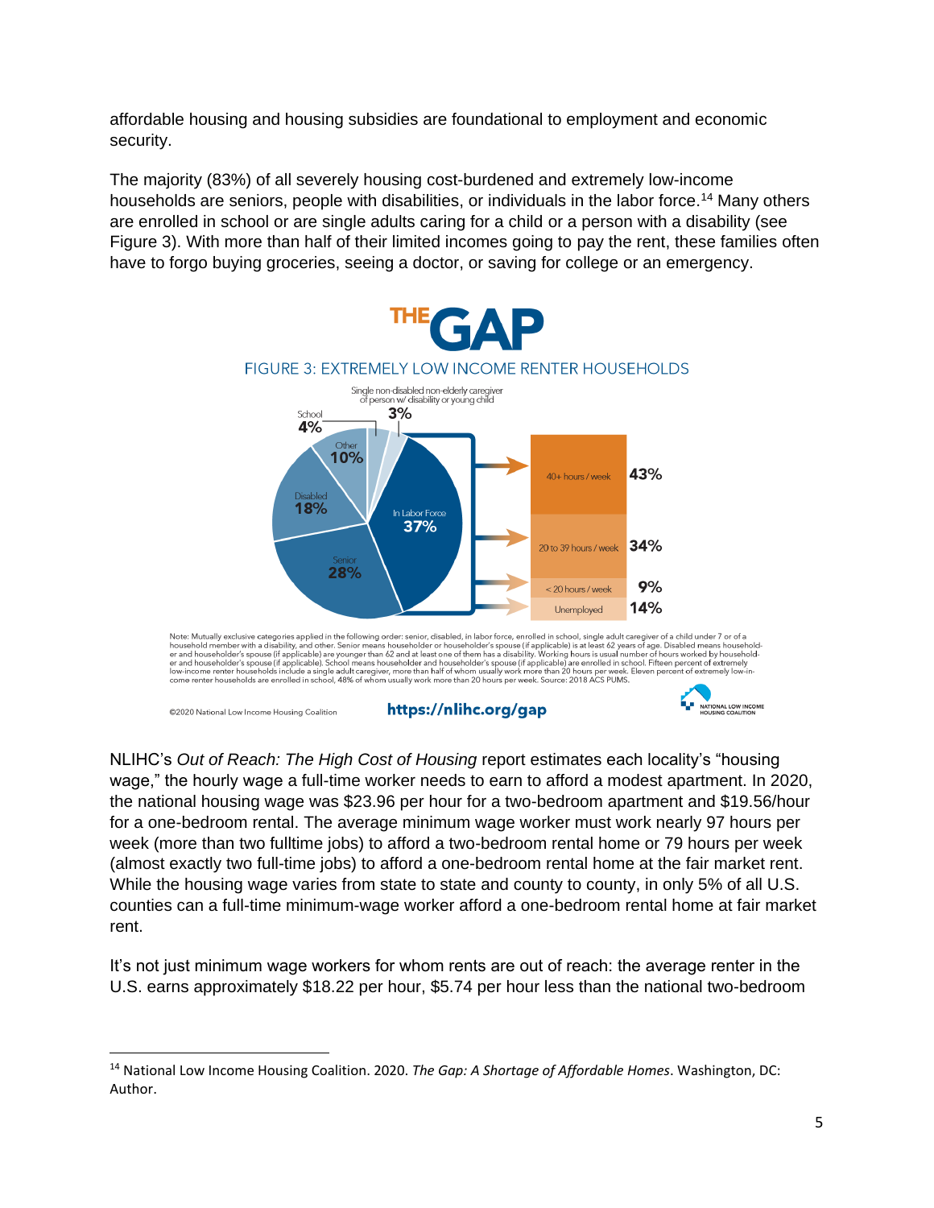affordable housing and housing subsidies are foundational to employment and economic security.

The majority (83%) of all severely housing cost-burdened and extremely low-income households are seniors, people with disabilities, or individuals in the labor force.[14] Many others are enrolled in school or are single adults caring for a child or a person with a disability (see Figure 3). With more than half of their limited incomes going to pay the rent, these families often have to forgo buying groceries, seeing a doctor, or saving for college or an emergency.

THE GAP

FIGURE 3: EXTREMELY LOW INCOME RENTER HOUSEHOLDS

| Category | Share |
| --- | --- |
| In Labor Force | 37% |
| Senior | 28% |
| Disabled | 18% |
| Other | 10% |
| School | 4% |
| Single non-disabled non-elderly caregiver of person w/ disability or young child | 3% |

| In Labor Force | Share |
| --- | --- |
| 40+ hours / week | 43% |
| 20 to 39 hours / week | 34% |
| < 20 hours / week | 9% |
| Unemployed | 14% |

Note: Mutually exclusive categories applied in the following order: senior, disabled, in labor force, enrolled in school, single adult caregiver of a child under 7 or of a household member with a disability, and other. Senior means householder or householder's spouse (if applicable) are at least 62 years of age. Disabled means householder and householder's spouse (if applicable) are younger than 62 and at least one of them has a disability. Working hours is usual number of hours worked by householder and householder's spouse (if applicable). School means householder and householder's spouse (if applicable) are enrolled in school. Fifteen percent of extremely low-income renter households include a single adult caregiver, more than half of whom usually work more than 20 hours per week. Eleven percent of extremely low-income renter households are enrolled in school, 48% of whom usually work more than 20 hours per week. Source: 2018 ACS PUMS.

©2020 National Low Income Housing Coalition https://nlihc.org/gap

NLIHC's *Out of Reach: The High Cost of Housing* report estimates each locality's "housing wage," the hourly wage a full-time worker needs to earn to afford a modest apartment. In 2020, the national housing wage was $23.96 per hour for a two-bedroom apartment and $19.56/hour for a one-bedroom rental. The average minimum wage worker must work nearly 97 hours per week (more than two fulltime jobs) to afford a two-bedroom rental home or 79 hours per week (almost exactly two full-time jobs) to afford a one-bedroom rental home at the fair market rent. While the housing wage varies from state to state and county to county, in only 5% of all U.S. counties can a full-time minimum-wage worker afford a one-bedroom rental home at fair market rent.

It's not just minimum wage workers for whom rents are out of reach: the average renter in the U.S. earns approximately $18.22 per hour, $5.74 per hour less than the national two-bedroom

[14] National Low Income Housing Coalition. 2020. *The Gap: A Shortage of Affordable Homes*. Washington, DC: Author.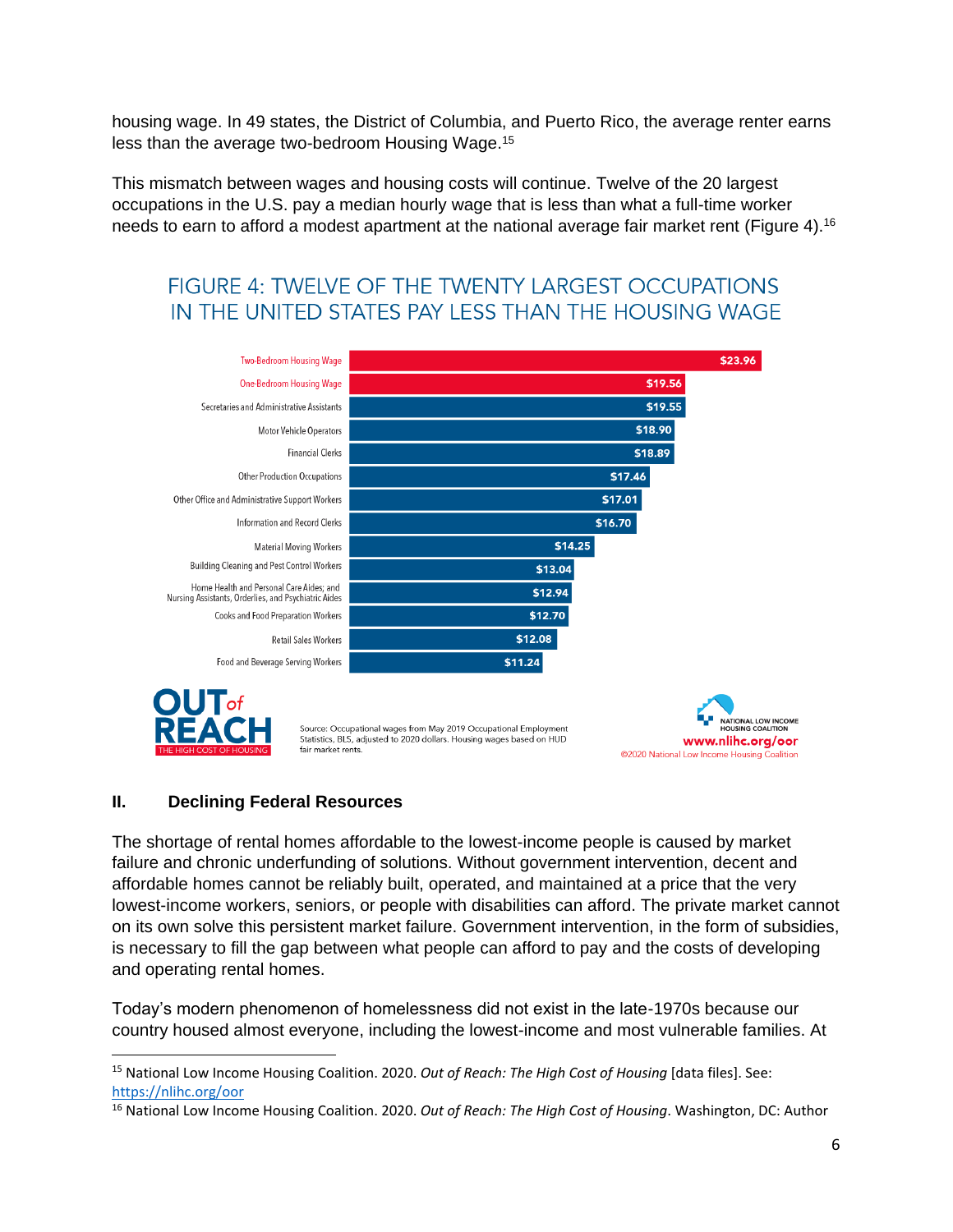housing wage. In 49 states, the District of Columbia, and Puerto Rico, the average renter earns less than the average two-bedroom Housing Wage.[15]

This mismatch between wages and housing costs will continue. Twelve of the 20 largest occupations in the U.S. pay a median hourly wage that is less than what a full-time worker needs to earn to afford a modest apartment at the national average fair market rent (Figure 4).[16]

FIGURE 4: TWELVE OF THE TWENTY LARGEST OCCUPATIONS IN THE UNITED STATES PAY LESS THAN THE HOUSING WAGE

| Occupation | Wage |
| --- | --- |
| Two-Bedroom Housing Wage | $23.96 |
| One-Bedroom Housing Wage | $19.56 |
| Secretaries and Administrative Assistants | $19.55 |
| Motor Vehicle Operators | $18.90 |
| Financial Clerks | $18.89 |
| Other Production Occupations | $17.46 |
| Other Office and Administrative Support Workers | $17.01 |
| Information and Record Clerks | $16.70 |
| Material Moving Workers | $14.25 |
| Building Cleaning and Pest Control Workers | $13.04 |
| Home Health and Personal Care Aides; and Nursing Assistants, Orderlies, and Psychiatric Aides | $12.94 |
| Cooks and Food Preparation Workers | $12.70 |
| Retail Sales Workers | $12.08 |
| Food and Beverage Serving Workers | $11.24 |

OUT of REACH THE HIGH COST OF HOUSING

Source: Occupational wages from May 2019 Occupational Employment Statistics, BLS, adjusted to 2020 dollars. Housing wages based on HUD fair market rents.

NATIONAL LOW INCOME HOUSING COALITION www.nlihc.org/oor ©2020 National Low Income Housing Coalition

## II. Declining Federal Resources

The shortage of rental homes affordable to the lowest-income people is caused by market failure and chronic underfunding of solutions. Without government intervention, decent and affordable homes cannot be reliably built, operated, and maintained at a price that the very lowest-income workers, seniors, or people with disabilities can afford. The private market cannot on its own solve this persistent market failure. Government intervention, in the form of subsidies, is necessary to fill the gap between what people can afford to pay and the costs of developing and operating rental homes.

Today's modern phenomenon of homelessness did not exist in the late-1970s because our country housed almost everyone, including the lowest-income and most vulnerable families. At

---

[15] National Low Income Housing Coalition. 2020. *Out of Reach: The High Cost of Housing* [data files]. See: https://nlihc.org/oor

[16] National Low Income Housing Coalition. 2020. *Out of Reach: The High Cost of Housing*. Washington, DC: Author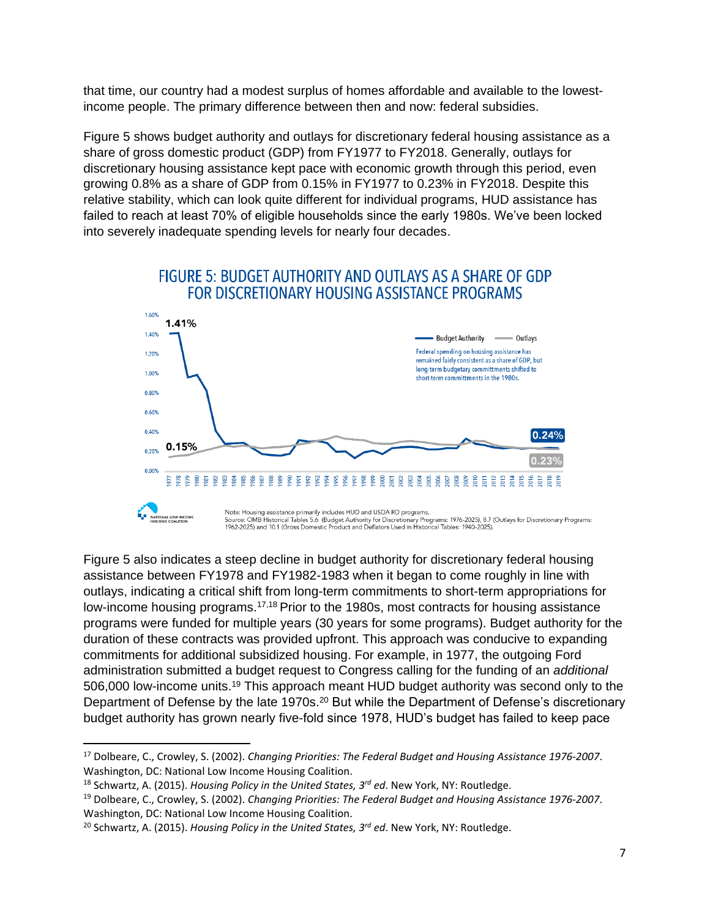that time, our country had a modest surplus of homes affordable and available to the lowest-income people. The primary difference between then and now: federal subsidies.

Figure 5 shows budget authority and outlays for discretionary federal housing assistance as a share of gross domestic product (GDP) from FY1977 to FY2018. Generally, outlays for discretionary housing assistance kept pace with economic growth through this period, even growing 0.8% as a share of GDP from 0.15% in FY1977 to 0.23% in FY2018. Despite this relative stability, which can look quite different for individual programs, HUD assistance has failed to reach at least 70% of eligible households since the early 1980s. We've been locked into severely inadequate spending levels for nearly four decades.

## FIGURE 5: BUDGET AUTHORITY AND OUTLAYS AS A SHARE OF GDP FOR DISCRETIONARY HOUSING ASSISTANCE PROGRAMS

Budget Authority — Outlays

1.41% — 0.15% — 0.24% — 0.23%

Federal spending on housing assistance has remained fairly consistent as a share of GDP, but long-term budgetary committments shifted to short-term committments in the 1980s.

Note: Housing assistance primarily includes HUD and USDA RD programs.
Source: OMB Historical Tables 5.6 (Budget Authority for Discretionary Programs: 1976-2025), 8.7 (Outlays for Discretionary Programs: 1962-2025) and 10.1 (Gross Domestic Product and Deflators Used in Historical Tables: 1940-2025).

Figure 5 also indicates a steep decline in budget authority for discretionary federal housing assistance between FY1978 and FY1982-1983 when it began to come roughly in line with outlays, indicating a critical shift from long-term commitments to short-term appropriations for low-income housing programs.[17,18] Prior to the 1980s, most contracts for housing assistance programs were funded for multiple years (30 years for some programs). Budget authority for the duration of these contracts was provided upfront. This approach was conducive to expanding commitments for additional subsidized housing. For example, in 1977, the outgoing Ford administration submitted a budget request to Congress calling for the funding of an *additional* 506,000 low-income units.[19] This approach meant HUD budget authority was second only to the Department of Defense by the late 1970s.[20] But while the Department of Defense's discretionary budget authority has grown nearly five-fold since 1978, HUD's budget has failed to keep pace

---

[17] Dolbeare, C., Crowley, S. (2002). *Changing Priorities: The Federal Budget and Housing Assistance 1976-2007*. Washington, DC: National Low Income Housing Coalition.

[18] Schwartz, A. (2015). *Housing Policy in the United States, 3rd ed*. New York, NY: Routledge.

[19] Dolbeare, C., Crowley, S. (2002). *Changing Priorities: The Federal Budget and Housing Assistance 1976-2007*. Washington, DC: National Low Income Housing Coalition.

[20] Schwartz, A. (2015). *Housing Policy in the United States, 3rd ed*. New York, NY: Routledge.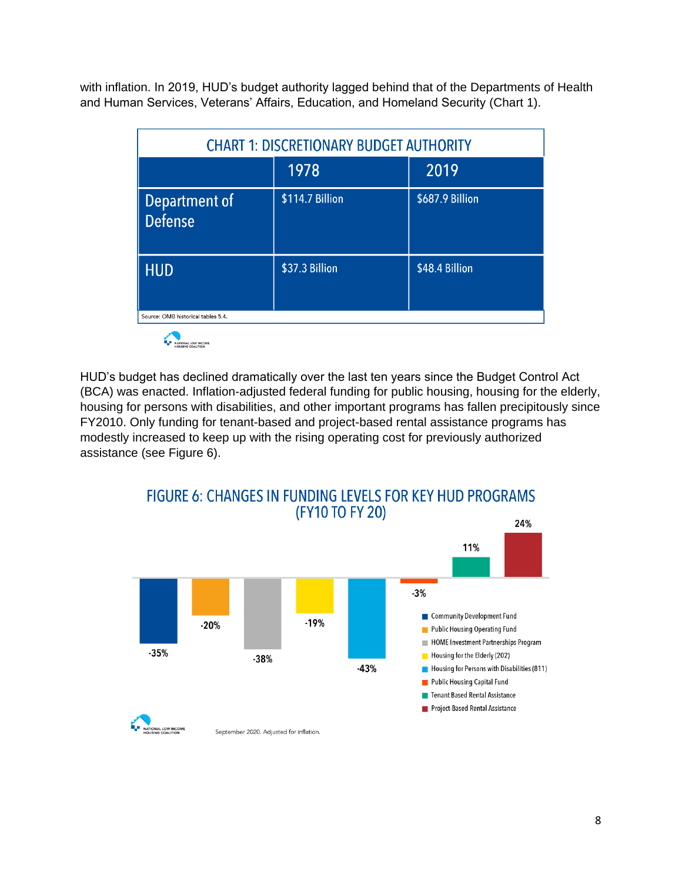with inflation. In 2019, HUD's budget authority lagged behind that of the Departments of Health and Human Services, Veterans' Affairs, Education, and Homeland Security (Chart 1).

**CHART 1: DISCRETIONARY BUDGET AUTHORITY**

| | 1978 | 2019 |
|---|---|---|
| Department of Defense | $114.7 Billion | $687.9 Billion |
| HUD | $37.3 Billion | $48.4 Billion |

Source: OMB historical tables 5.4.

HUD's budget has declined dramatically over the last ten years since the Budget Control Act (BCA) was enacted. Inflation-adjusted federal funding for public housing, housing for the elderly, housing for persons with disabilities, and other important programs has fallen precipitously since FY2010. Only funding for tenant-based and project-based rental assistance programs has modestly increased to keep up with the rising operating cost for previously authorized assistance (see Figure 6).

**FIGURE 6: CHANGES IN FUNDING LEVELS FOR KEY HUD PROGRAMS (FY10 TO FY 20)**

| Program | Change |
|---|---|
| Community Development Fund | -35% |
| Public Housing Operating Fund | -20% |
| HOME Investment Partnerships Program | -38% |
| Housing for the Elderly (202) | -19% |
| Housing for Persons with Disabilities (811) | -43% |
| Public Housing Capital Fund | -3% |
| Tenant Based Rental Assistance | 11% |
| Project-Based Rental Assistance | 24% |

September 2020. Adjusted for inflation.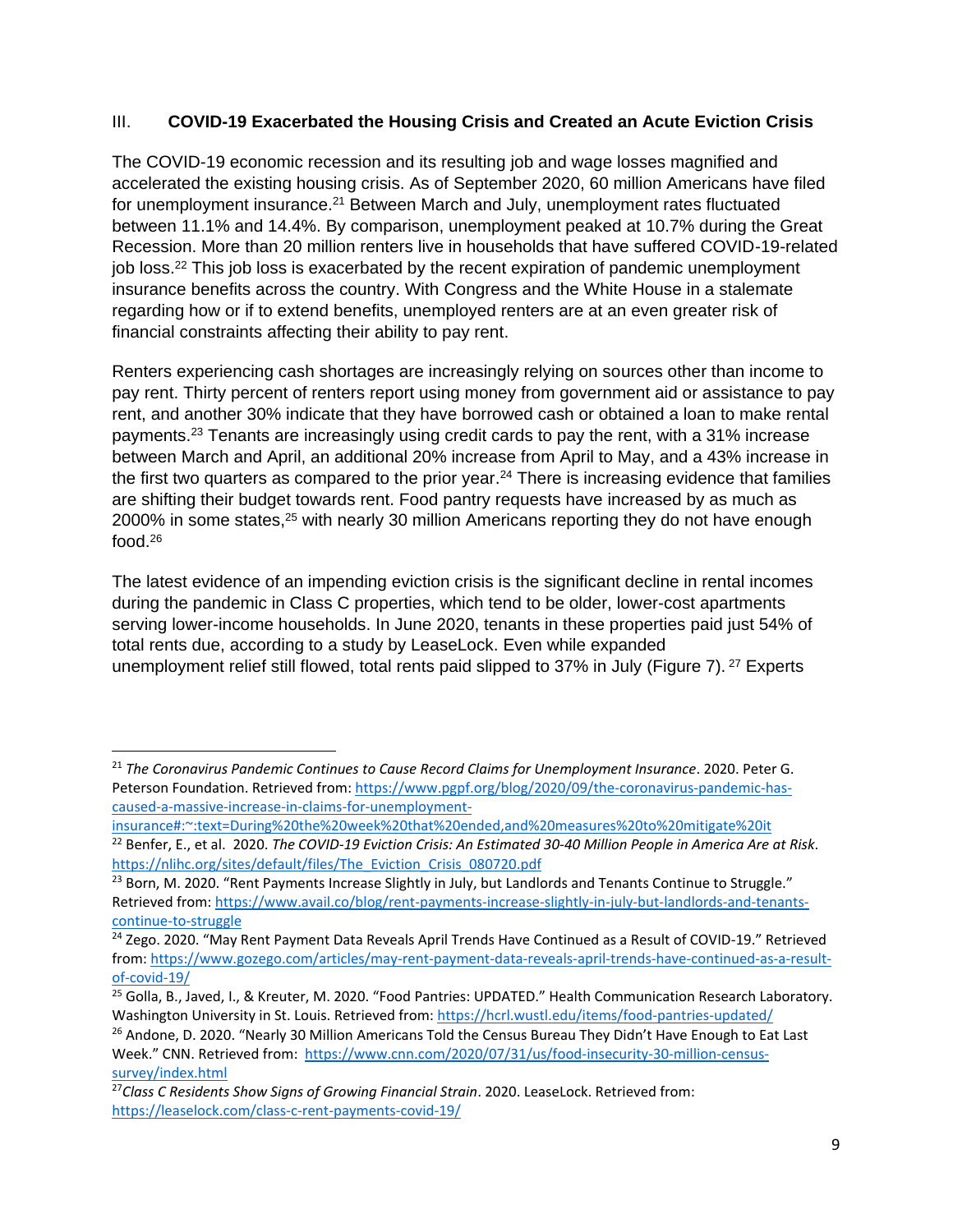## III. COVID-19 Exacerbated the Housing Crisis and Created an Acute Eviction Crisis

The COVID-19 economic recession and its resulting job and wage losses magnified and accelerated the existing housing crisis. As of September 2020, 60 million Americans have filed for unemployment insurance.[21] Between March and July, unemployment rates fluctuated between 11.1% and 14.4%. By comparison, unemployment peaked at 10.7% during the Great Recession. More than 20 million renters live in households that have suffered COVID-19-related job loss.[22] This job loss is exacerbated by the recent expiration of pandemic unemployment insurance benefits across the country. With Congress and the White House in a stalemate regarding how or if to extend benefits, unemployed renters are at an even greater risk of financial constraints affecting their ability to pay rent.

Renters experiencing cash shortages are increasingly relying on sources other than income to pay rent. Thirty percent of renters report using money from government aid or assistance to pay rent, and another 30% indicate that they have borrowed cash or obtained a loan to make rental payments.[23] Tenants are increasingly using credit cards to pay the rent, with a 31% increase between March and April, an additional 20% increase from April to May, and a 43% increase in the first two quarters as compared to the prior year.[24] There is increasing evidence that families are shifting their budget towards rent. Food pantry requests have increased by as much as 2000% in some states,[25] with nearly 30 million Americans reporting they do not have enough food.[26]

The latest evidence of an impending eviction crisis is the significant decline in rental incomes during the pandemic in Class C properties, which tend to be older, lower-cost apartments serving lower-income households. In June 2020, tenants in these properties paid just 54% of total rents due, according to a study by LeaseLock. Even while expanded unemployment relief still flowed, total rents paid slipped to 37% in July (Figure 7).[27] Experts

---

[21] *The Coronavirus Pandemic Continues to Cause Record Claims for Unemployment Insurance*. 2020. Peter G. Peterson Foundation. Retrieved from: https://www.pgpf.org/blog/2020/09/the-coronavirus-pandemic-has-caused-a-massive-increase-in-claims-for-unemployment-insurance#:~:text=During%20the%20week%20that%20ended,and%20measures%20to%20mitigate%20it

[22] Benfer, E., et al. 2020. *The COVID-19 Eviction Crisis: An Estimated 30-40 Million People in America Are at Risk*. https://nlihc.org/sites/default/files/The_Eviction_Crisis_080720.pdf

[23] Born, M. 2020. "Rent Payments Increase Slightly in July, but Landlords and Tenants Continue to Struggle." Retrieved from: https://www.avail.co/blog/rent-payments-increase-slightly-in-july-but-landlords-and-tenants-continue-to-struggle

[24] Zego. 2020. "May Rent Payment Data Reveals April Trends Have Continued as a Result of COVID-19." Retrieved from: https://www.gozego.com/articles/may-rent-payment-data-reveals-april-trends-have-continued-as-a-result-of-covid-19/

[25] Golla, B., Javed, I., & Kreuter, M. 2020. "Food Pantries: UPDATED." Health Communication Research Laboratory. Washington University in St. Louis. Retrieved from: https://hcrl.wustl.edu/items/food-pantries-updated/

[26] Andone, D. 2020. "Nearly 30 Million Americans Told the Census Bureau They Didn't Have Enough to Eat Last Week." CNN. Retrieved from: https://www.cnn.com/2020/07/31/us/food-insecurity-30-million-census-survey/index.html

[27] *Class C Residents Show Signs of Growing Financial Strain*. 2020. LeaseLock. Retrieved from: https://leaselock.com/class-c-rent-payments-covid-19/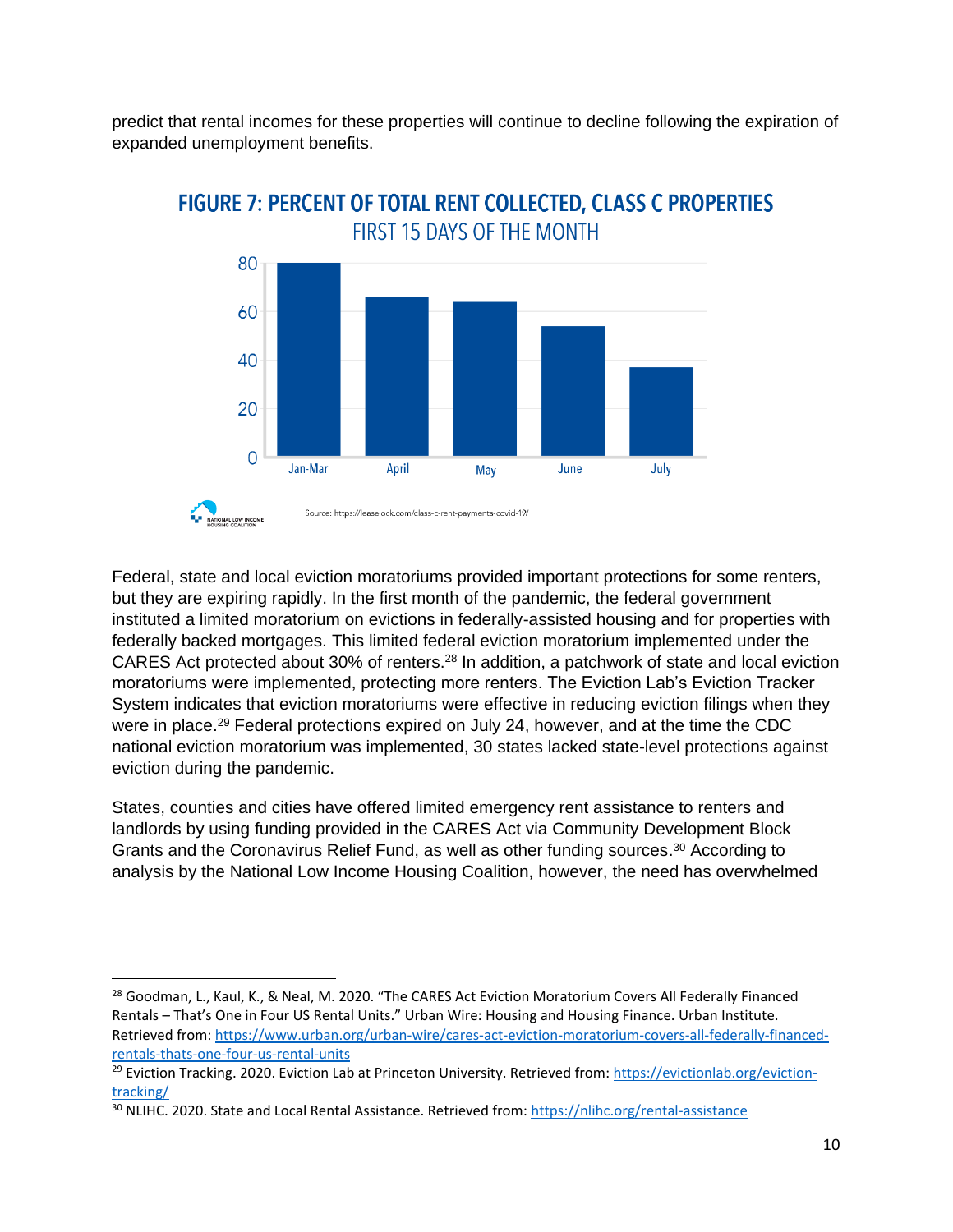predict that rental incomes for these properties will continue to decline following the expiration of expanded unemployment benefits.

**FIGURE 7: PERCENT OF TOTAL RENT COLLECTED, CLASS C PROPERTIES**
FIRST 15 DAYS OF THE MONTH

Source: https://leaselock.com/class-c-rent-payments-covid-19/

Federal, state and local eviction moratoriums provided important protections for some renters, but they are expiring rapidly. In the first month of the pandemic, the federal government instituted a limited moratorium on evictions in federally-assisted housing and for properties with federally backed mortgages. This limited federal eviction moratorium implemented under the CARES Act protected about 30% of renters.[28] In addition, a patchwork of state and local eviction moratoriums were implemented, protecting more renters. The Eviction Lab's Eviction Tracker System indicates that eviction moratoriums were effective in reducing eviction filings when they were in place.[29] Federal protections expired on July 24, however, and at the time the CDC national eviction moratorium was implemented, 30 states lacked state-level protections against eviction during the pandemic.

States, counties and cities have offered limited emergency rent assistance to renters and landlords by using funding provided in the CARES Act via Community Development Block Grants and the Coronavirus Relief Fund, as well as other funding sources.[30] According to analysis by the National Low Income Housing Coalition, however, the need has overwhelmed

---

[28] Goodman, L., Kaul, K., & Neal, M. 2020. "The CARES Act Eviction Moratorium Covers All Federally Financed Rentals – That's One in Four US Rental Units." Urban Wire: Housing and Housing Finance. Urban Institute. Retrieved from: https://www.urban.org/urban-wire/cares-act-eviction-moratorium-covers-all-federally-financed-rentals-thats-one-four-us-rental-units

[29] Eviction Tracking. 2020. Eviction Lab at Princeton University. Retrieved from: https://evictionlab.org/eviction-tracking/

[30] NLIHC. 2020. State and Local Rental Assistance. Retrieved from: https://nlihc.org/rental-assistance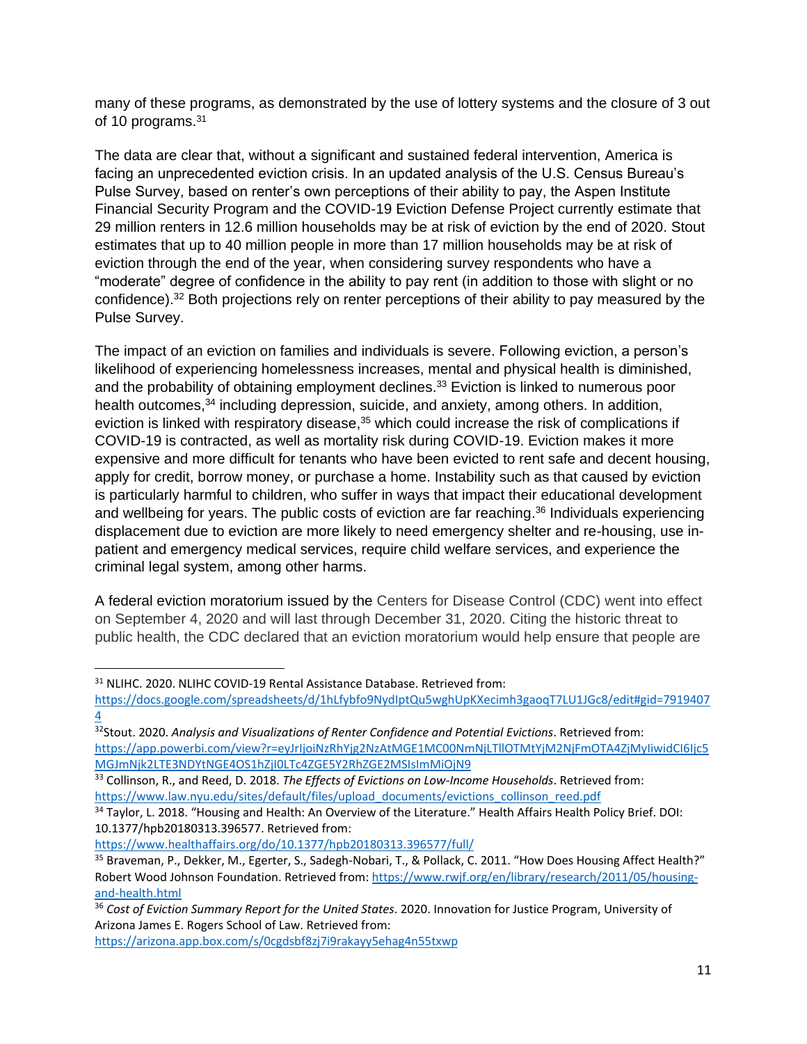many of these programs, as demonstrated by the use of lottery systems and the closure of 3 out of 10 programs.[31]

The data are clear that, without a significant and sustained federal intervention, America is facing an unprecedented eviction crisis. In an updated analysis of the U.S. Census Bureau's Pulse Survey, based on renter's own perceptions of their ability to pay, the Aspen Institute Financial Security Program and the COVID-19 Eviction Defense Project currently estimate that 29 million renters in 12.6 million households may be at risk of eviction by the end of 2020. Stout estimates that up to 40 million people in more than 17 million households may be at risk of eviction through the end of the year, when considering survey respondents who have a "moderate" degree of confidence in the ability to pay rent (in addition to those with slight or no confidence).[32] Both projections rely on renter perceptions of their ability to pay measured by the Pulse Survey.

The impact of an eviction on families and individuals is severe. Following eviction, a person's likelihood of experiencing homelessness increases, mental and physical health is diminished, and the probability of obtaining employment declines.[33] Eviction is linked to numerous poor health outcomes,[34] including depression, suicide, and anxiety, among others. In addition, eviction is linked with respiratory disease,[35] which could increase the risk of complications if COVID-19 is contracted, as well as mortality risk during COVID-19. Eviction makes it more expensive and more difficult for tenants who have been evicted to rent safe and decent housing, apply for credit, borrow money, or purchase a home. Instability such as that caused by eviction is particularly harmful to children, who suffer in ways that impact their educational development and wellbeing for years. The public costs of eviction are far reaching.[36] Individuals experiencing displacement due to eviction are more likely to need emergency shelter and re-housing, use in-patient and emergency medical services, require child welfare services, and experience the criminal legal system, among other harms.

A federal eviction moratorium issued by the Centers for Disease Control (CDC) went into effect on September 4, 2020 and will last through December 31, 2020. Citing the historic threat to public health, the CDC declared that an eviction moratorium would help ensure that people are

---

[31] NLIHC. 2020. NLIHC COVID-19 Rental Assistance Database. Retrieved from: https://docs.google.com/spreadsheets/d/1hLfybfo9NydIptQu5wghUpKXecimh3gaoqT7LU1JGc8/edit#gid=79194074

[32] Stout. 2020. *Analysis and Visualizations of Renter Confidence and Potential Evictions*. Retrieved from: https://app.powerbi.com/view?r=eyJrIjoiNzRhYjg2NzAtMGE1MC00NmNjLTllOTMtYjM2NjFmOTA4ZjMyIiwidCI6Ijc5MGJmNjk2LTE3NDYtNGE4OS1hZjI0LTc4ZGE5Y2RhZGE2MSIsImMiOjN9

[33] Collinson, R., and Reed, D. 2018. *The Effects of Evictions on Low-Income Households*. Retrieved from: https://www.law.nyu.edu/sites/default/files/upload_documents/evictions_collinson_reed.pdf

[34] Taylor, L. 2018. "Housing and Health: An Overview of the Literature." Health Affairs Health Policy Brief. DOI: 10.1377/hpb20180313.396577. Retrieved from: https://www.healthaffairs.org/do/10.1377/hpb20180313.396577/full/

[35] Braveman, P., Dekker, M., Egerter, S., Sadegh-Nobari, T., & Pollack, C. 2011. "How Does Housing Affect Health?" Robert Wood Johnson Foundation. Retrieved from: https://www.rwjf.org/en/library/research/2011/05/housing-and-health.html

[36] *Cost of Eviction Summary Report for the United States*. 2020. Innovation for Justice Program, University of Arizona James E. Rogers School of Law. Retrieved from: https://arizona.app.box.com/s/0cgdsbf8zj7i9rakayy5ehag4n55txwp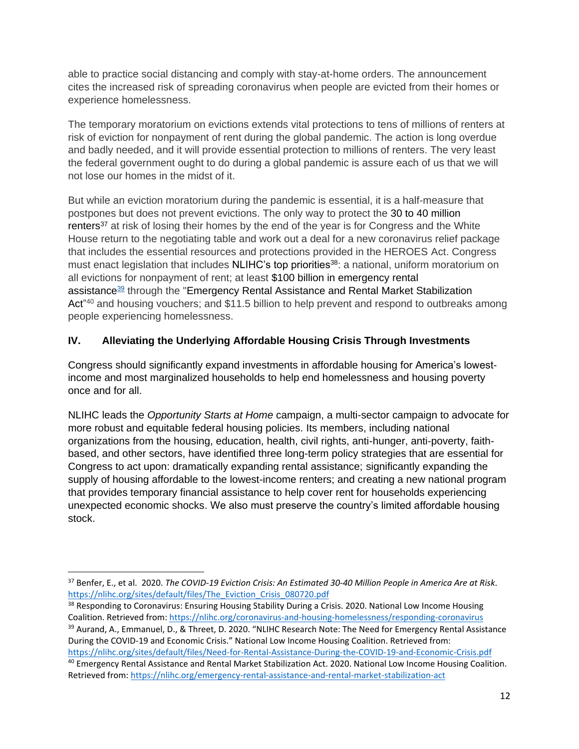able to practice social distancing and comply with stay-at-home orders. The announcement cites the increased risk of spreading coronavirus when people are evicted from their homes or experience homelessness.

The temporary moratorium on evictions extends vital protections to tens of millions of renters at risk of eviction for nonpayment of rent during the global pandemic. The action is long overdue and badly needed, and it will provide essential protection to millions of renters. The very least the federal government ought to do during a global pandemic is assure each of us that we will not lose our homes in the midst of it.

But while an eviction moratorium during the pandemic is essential, it is a half-measure that postpones but does not prevent evictions. The only way to protect the 30 to 40 million renters[37] at risk of losing their homes by the end of the year is for Congress and the White House return to the negotiating table and work out a deal for a new coronavirus relief package that includes the essential resources and protections provided in the HEROES Act. Congress must enact legislation that includes NLIHC's top priorities[38]: a national, uniform moratorium on all evictions for nonpayment of rent; at least $100 billion in emergency rental assistance[39] through the "Emergency Rental Assistance and Rental Market Stabilization Act"[40] and housing vouchers; and $11.5 billion to help prevent and respond to outbreaks among people experiencing homelessness.

## IV. Alleviating the Underlying Affordable Housing Crisis Through Investments

Congress should significantly expand investments in affordable housing for America's lowest-income and most marginalized households to help end homelessness and housing poverty once and for all.

NLIHC leads the *Opportunity Starts at Home* campaign, a multi-sector campaign to advocate for more robust and equitable federal housing policies. Its members, including national organizations from the housing, education, health, civil rights, anti-hunger, anti-poverty, faith-based, and other sectors, have identified three long-term policy strategies that are essential for Congress to act upon: dramatically expanding rental assistance; significantly expanding the supply of housing affordable to the lowest-income renters; and creating a new national program that provides temporary financial assistance to help cover rent for households experiencing unexpected economic shocks. We also must preserve the country's limited affordable housing stock.

---

[37] Benfer, E., et al. 2020. *The COVID-19 Eviction Crisis: An Estimated 30-40 Million People in America Are at Risk*. https://nlihc.org/sites/default/files/The_Eviction_Crisis_080720.pdf

[38] Responding to Coronavirus: Ensuring Housing Stability During a Crisis. 2020. National Low Income Housing Coalition. Retrieved from: https://nlihc.org/coronavirus-and-housing-homelessness/responding-coronavirus

[39] Aurand, A., Emmanuel, D., & Threet, D. 2020. "NLIHC Research Note: The Need for Emergency Rental Assistance During the COVID-19 and Economic Crisis." National Low Income Housing Coalition. Retrieved from: https://nlihc.org/sites/default/files/Need-for-Rental-Assistance-During-the-COVID-19-and-Economic-Crisis.pdf

[40] Emergency Rental Assistance and Rental Market Stabilization Act. 2020. National Low Income Housing Coalition. Retrieved from: https://nlihc.org/emergency-rental-assistance-and-rental-market-stabilization-act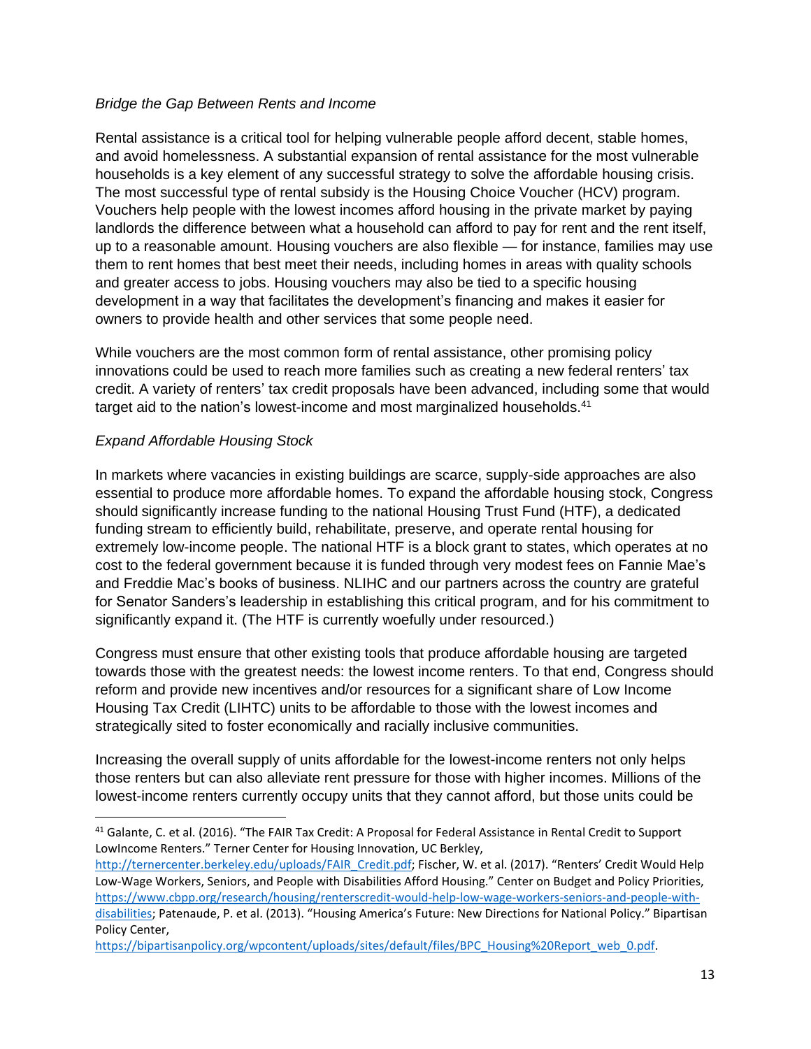*Bridge the Gap Between Rents and Income*

Rental assistance is a critical tool for helping vulnerable people afford decent, stable homes, and avoid homelessness. A substantial expansion of rental assistance for the most vulnerable households is a key element of any successful strategy to solve the affordable housing crisis. The most successful type of rental subsidy is the Housing Choice Voucher (HCV) program. Vouchers help people with the lowest incomes afford housing in the private market by paying landlords the difference between what a household can afford to pay for rent and the rent itself, up to a reasonable amount. Housing vouchers are also flexible — for instance, families may use them to rent homes that best meet their needs, including homes in areas with quality schools and greater access to jobs. Housing vouchers may also be tied to a specific housing development in a way that facilitates the development's financing and makes it easier for owners to provide health and other services that some people need.

While vouchers are the most common form of rental assistance, other promising policy innovations could be used to reach more families such as creating a new federal renters' tax credit. A variety of renters' tax credit proposals have been advanced, including some that would target aid to the nation's lowest-income and most marginalized households.[41]

*Expand Affordable Housing Stock*

In markets where vacancies in existing buildings are scarce, supply-side approaches are also essential to produce more affordable homes. To expand the affordable housing stock, Congress should significantly increase funding to the national Housing Trust Fund (HTF), a dedicated funding stream to efficiently build, rehabilitate, preserve, and operate rental housing for extremely low-income people. The national HTF is a block grant to states, which operates at no cost to the federal government because it is funded through very modest fees on Fannie Mae's and Freddie Mac's books of business. NLIHC and our partners across the country are grateful for Senator Sanders's leadership in establishing this critical program, and for his commitment to significantly expand it. (The HTF is currently woefully under resourced.)

Congress must ensure that other existing tools that produce affordable housing are targeted towards those with the greatest needs: the lowest income renters. To that end, Congress should reform and provide new incentives and/or resources for a significant share of Low Income Housing Tax Credit (LIHTC) units to be affordable to those with the lowest incomes and strategically sited to foster economically and racially inclusive communities.

Increasing the overall supply of units affordable for the lowest-income renters not only helps those renters but can also alleviate rent pressure for those with higher incomes. Millions of the lowest-income renters currently occupy units that they cannot afford, but those units could be

---

[41] Galante, C. et al. (2016). "The FAIR Tax Credit: A Proposal for Federal Assistance in Rental Credit to Support LowIncome Renters." Terner Center for Housing Innovation, UC Berkley, http://ternercenter.berkeley.edu/uploads/FAIR_Credit.pdf; Fischer, W. et al. (2017). "Renters' Credit Would Help Low-Wage Workers, Seniors, and People with Disabilities Afford Housing." Center on Budget and Policy Priorities, https://www.cbpp.org/research/housing/renterscredit-would-help-low-wage-workers-seniors-and-people-with-disabilities; Patenaude, P. et al. (2013). "Housing America's Future: New Directions for National Policy." Bipartisan Policy Center, https://bipartisanpolicy.org/wpcontent/uploads/sites/default/files/BPC_Housing%20Report_web_0.pdf.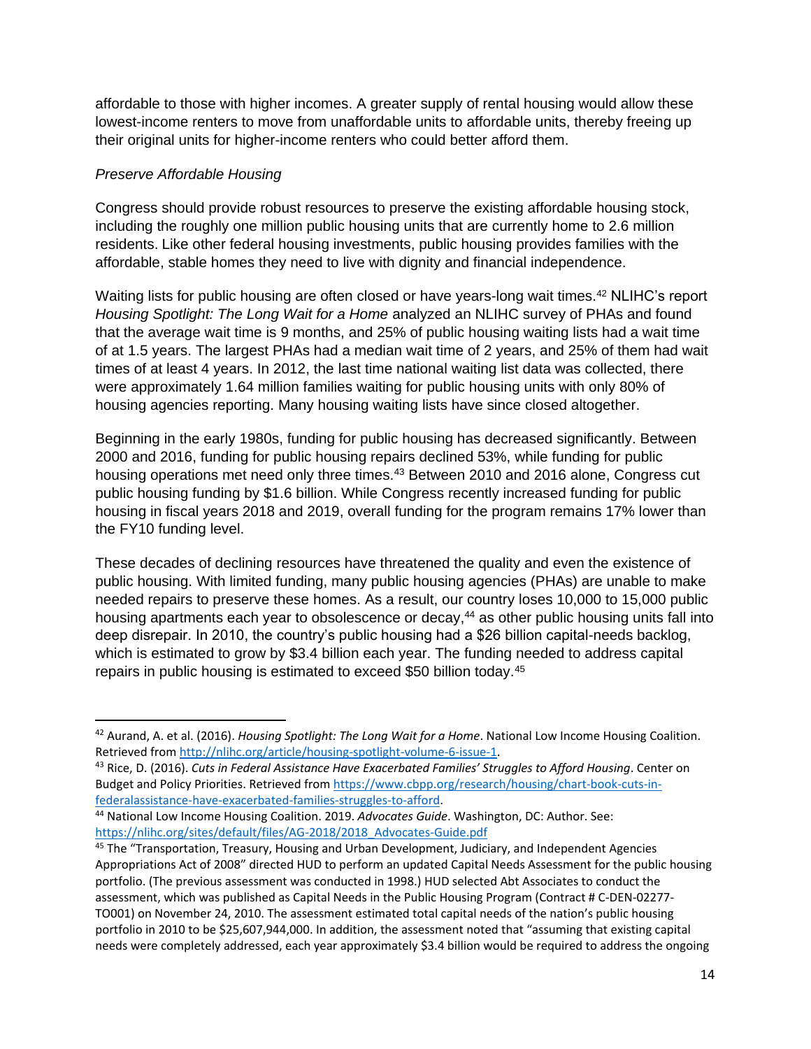affordable to those with higher incomes. A greater supply of rental housing would allow these lowest-income renters to move from unaffordable units to affordable units, thereby freeing up their original units for higher-income renters who could better afford them.

*Preserve Affordable Housing*

Congress should provide robust resources to preserve the existing affordable housing stock, including the roughly one million public housing units that are currently home to 2.6 million residents. Like other federal housing investments, public housing provides families with the affordable, stable homes they need to live with dignity and financial independence.

Waiting lists for public housing are often closed or have years-long wait times.[42] NLIHC's report *Housing Spotlight: The Long Wait for a Home* analyzed an NLIHC survey of PHAs and found that the average wait time is 9 months, and 25% of public housing waiting lists had a wait time of at 1.5 years. The largest PHAs had a median wait time of 2 years, and 25% of them had wait times of at least 4 years. In 2012, the last time national waiting list data was collected, there were approximately 1.64 million families waiting for public housing units with only 80% of housing agencies reporting. Many housing waiting lists have since closed altogether.

Beginning in the early 1980s, funding for public housing has decreased significantly. Between 2000 and 2016, funding for public housing repairs declined 53%, while funding for public housing operations met need only three times.[43] Between 2010 and 2016 alone, Congress cut public housing funding by $1.6 billion. While Congress recently increased funding for public housing in fiscal years 2018 and 2019, overall funding for the program remains 17% lower than the FY10 funding level.

These decades of declining resources have threatened the quality and even the existence of public housing. With limited funding, many public housing agencies (PHAs) are unable to make needed repairs to preserve these homes. As a result, our country loses 10,000 to 15,000 public housing apartments each year to obsolescence or decay,[44] as other public housing units fall into deep disrepair. In 2010, the country's public housing had a $26 billion capital-needs backlog, which is estimated to grow by $3.4 billion each year. The funding needed to address capital repairs in public housing is estimated to exceed $50 billion today.[45]

---

[42] Aurand, A. et al. (2016). *Housing Spotlight: The Long Wait for a Home*. National Low Income Housing Coalition. Retrieved from http://nlihc.org/article/housing-spotlight-volume-6-issue-1.

[43] Rice, D. (2016). *Cuts in Federal Assistance Have Exacerbated Families' Struggles to Afford Housing*. Center on Budget and Policy Priorities. Retrieved from https://www.cbpp.org/research/housing/chart-book-cuts-in-federalassistance-have-exacerbated-families-struggles-to-afford.

[44] National Low Income Housing Coalition. 2019. *Advocates Guide*. Washington, DC: Author. See: https://nlihc.org/sites/default/files/AG-2018/2018_Advocates-Guide.pdf

[45] The "Transportation, Treasury, Housing and Urban Development, Judiciary, and Independent Agencies Appropriations Act of 2008" directed HUD to perform an updated Capital Needs Assessment for the public housing portfolio. (The previous assessment was conducted in 1998.) HUD selected Abt Associates to conduct the assessment, which was published as Capital Needs in the Public Housing Program (Contract # C-DEN-02277-TO001) on November 24, 2010. The assessment estimated total capital needs of the nation's public housing portfolio in 2010 to be $25,607,944,000. In addition, the assessment noted that "assuming that existing capital needs were completely addressed, each year approximately $3.4 billion would be required to address the ongoing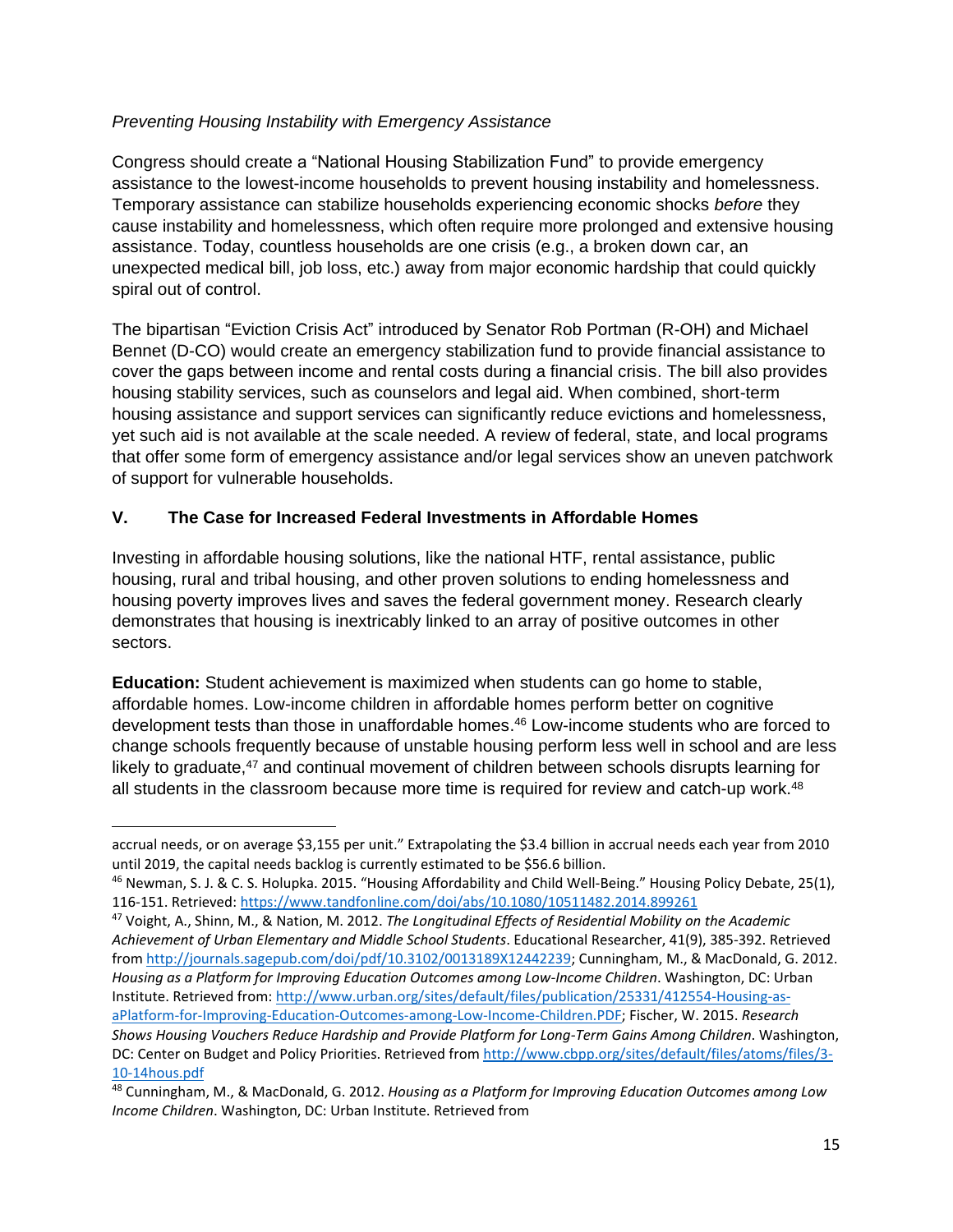*Preventing Housing Instability with Emergency Assistance*

Congress should create a "National Housing Stabilization Fund" to provide emergency assistance to the lowest-income households to prevent housing instability and homelessness. Temporary assistance can stabilize households experiencing economic shocks *before* they cause instability and homelessness, which often require more prolonged and extensive housing assistance. Today, countless households are one crisis (e.g., a broken down car, an unexpected medical bill, job loss, etc.) away from major economic hardship that could quickly spiral out of control.

The bipartisan "Eviction Crisis Act" introduced by Senator Rob Portman (R-OH) and Michael Bennet (D-CO) would create an emergency stabilization fund to provide financial assistance to cover the gaps between income and rental costs during a financial crisis. The bill also provides housing stability services, such as counselors and legal aid. When combined, short-term housing assistance and support services can significantly reduce evictions and homelessness, yet such aid is not available at the scale needed. A review of federal, state, and local programs that offer some form of emergency assistance and/or legal services show an uneven patchwork of support for vulnerable households.

## V. The Case for Increased Federal Investments in Affordable Homes

Investing in affordable housing solutions, like the national HTF, rental assistance, public housing, rural and tribal housing, and other proven solutions to ending homelessness and housing poverty improves lives and saves the federal government money. Research clearly demonstrates that housing is inextricably linked to an array of positive outcomes in other sectors.

**Education:** Student achievement is maximized when students can go home to stable, affordable homes. Low-income children in affordable homes perform better on cognitive development tests than those in unaffordable homes.[46] Low-income students who are forced to change schools frequently because of unstable housing perform less well in school and are less likely to graduate,[47] and continual movement of children between schools disrupts learning for all students in the classroom because more time is required for review and catch-up work.[48]

---

accrual needs, or on average $3,155 per unit." Extrapolating the $3.4 billion in accrual needs each year from 2010 until 2019, the capital needs backlog is currently estimated to be $56.6 billion.

[46] Newman, S. J. & C. S. Holupka. 2015. "Housing Affordability and Child Well-Being." Housing Policy Debate, 25(1), 116-151. Retrieved: https://www.tandfonline.com/doi/abs/10.1080/10511482.2014.899261

[47] Voight, A., Shinn, M., & Nation, M. 2012. *The Longitudinal Effects of Residential Mobility on the Academic Achievement of Urban Elementary and Middle School Students*. Educational Researcher, 41(9), 385-392. Retrieved from http://journals.sagepub.com/doi/pdf/10.3102/0013189X12442239; Cunningham, M., & MacDonald, G. 2012. *Housing as a Platform for Improving Education Outcomes among Low-Income Children*. Washington, DC: Urban Institute. Retrieved from: http://www.urban.org/sites/default/files/publication/25331/412554-Housing-as-aPlatform-for-Improving-Education-Outcomes-among-Low-Income-Children.PDF; Fischer, W. 2015. *Research Shows Housing Vouchers Reduce Hardship and Provide Platform for Long-Term Gains Among Children*. Washington, DC: Center on Budget and Policy Priorities. Retrieved from http://www.cbpp.org/sites/default/files/atoms/files/3-10-14hous.pdf

[48] Cunningham, M., & MacDonald, G. 2012. *Housing as a Platform for Improving Education Outcomes among Low Income Children*. Washington, DC: Urban Institute. Retrieved from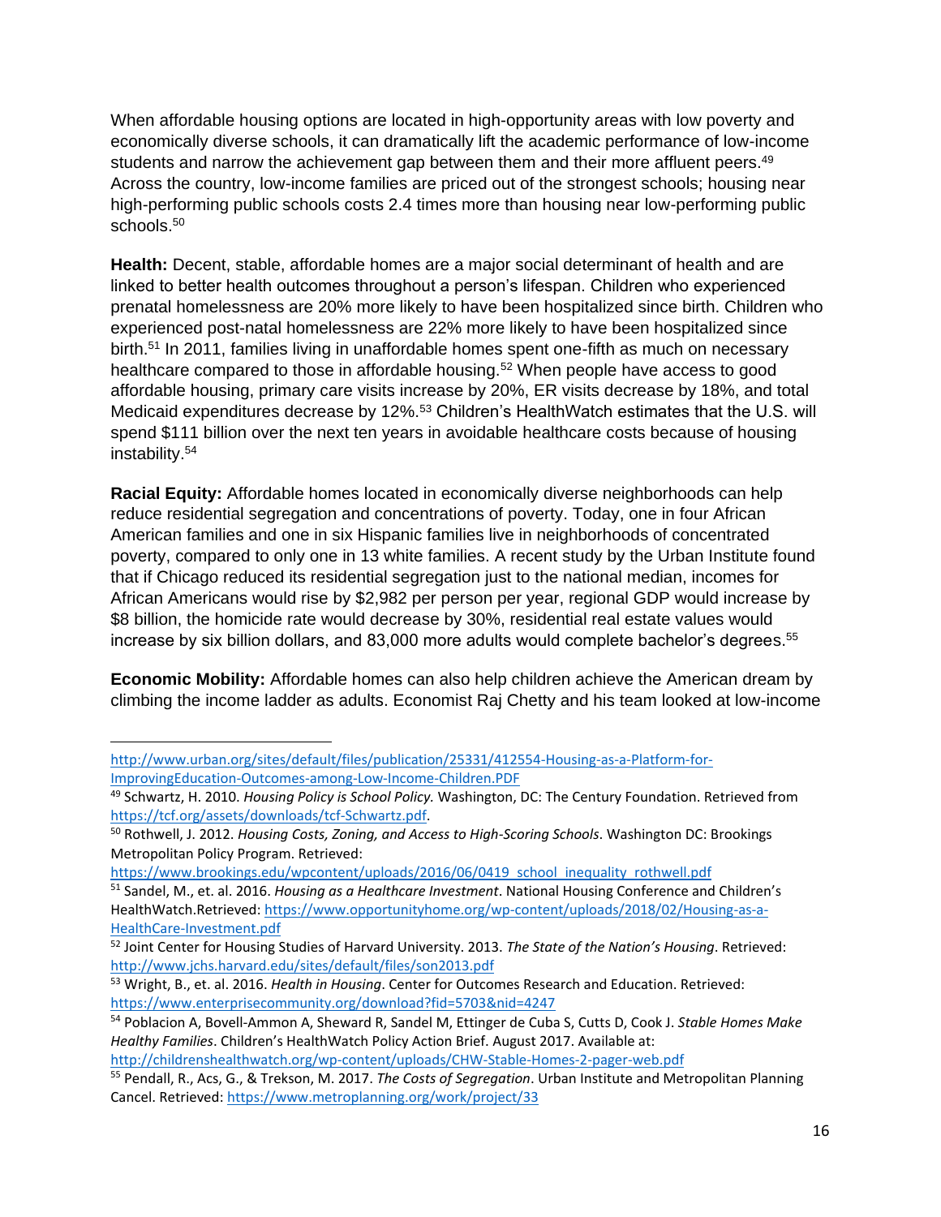When affordable housing options are located in high-opportunity areas with low poverty and economically diverse schools, it can dramatically lift the academic performance of low-income students and narrow the achievement gap between them and their more affluent peers.[49] Across the country, low-income families are priced out of the strongest schools; housing near high-performing public schools costs 2.4 times more than housing near low-performing public schools.[50]

**Health:** Decent, stable, affordable homes are a major social determinant of health and are linked to better health outcomes throughout a person's lifespan. Children who experienced prenatal homelessness are 20% more likely to have been hospitalized since birth. Children who experienced post-natal homelessness are 22% more likely to have been hospitalized since birth.[51] In 2011, families living in unaffordable homes spent one-fifth as much on necessary healthcare compared to those in affordable housing.[52] When people have access to good affordable housing, primary care visits increase by 20%, ER visits decrease by 18%, and total Medicaid expenditures decrease by 12%.[53] Children's HealthWatch estimates that the U.S. will spend $111 billion over the next ten years in avoidable healthcare costs because of housing instability.[54]

**Racial Equity:** Affordable homes located in economically diverse neighborhoods can help reduce residential segregation and concentrations of poverty. Today, one in four African American families and one in six Hispanic families live in neighborhoods of concentrated poverty, compared to only one in 13 white families. A recent study by the Urban Institute found that if Chicago reduced its residential segregation just to the national median, incomes for African Americans would rise by $2,982 per person per year, regional GDP would increase by $8 billion, the homicide rate would decrease by 30%, residential real estate values would increase by six billion dollars, and 83,000 more adults would complete bachelor's degrees.[55]

**Economic Mobility:** Affordable homes can also help children achieve the American dream by climbing the income ladder as adults. Economist Raj Chetty and his team looked at low-income

---

http://www.urban.org/sites/default/files/publication/25331/412554-Housing-as-a-Platform-for-ImprovingEducation-Outcomes-among-Low-Income-Children.PDF

[49] Schwartz, H. 2010. *Housing Policy is School Policy.* Washington, DC: The Century Foundation. Retrieved from https://tcf.org/assets/downloads/tcf-Schwartz.pdf.

[50] Rothwell, J. 2012. *Housing Costs, Zoning, and Access to High-Scoring Schools*. Washington DC: Brookings Metropolitan Policy Program. Retrieved: https://www.brookings.edu/wpcontent/uploads/2016/06/0419_school_inequality_rothwell.pdf

[51] Sandel, M., et. al. 2016. *Housing as a Healthcare Investment*. National Housing Conference and Children's HealthWatch.Retrieved: https://www.opportunityhome.org/wp-content/uploads/2018/02/Housing-as-a-HealthCare-Investment.pdf

[52] Joint Center for Housing Studies of Harvard University. 2013. *The State of the Nation's Housing*. Retrieved: http://www.jchs.harvard.edu/sites/default/files/son2013.pdf

[53] Wright, B., et. al. 2016. *Health in Housing*. Center for Outcomes Research and Education. Retrieved: https://www.enterprisecommunity.org/download?fid=5703&nid=4247

[54] Poblacion A, Bovell-Ammon A, Sheward R, Sandel M, Ettinger de Cuba S, Cutts D, Cook J. *Stable Homes Make Healthy Families*. Children's HealthWatch Policy Action Brief. August 2017. Available at: http://childrenshealthwatch.org/wp-content/uploads/CHW-Stable-Homes-2-pager-web.pdf

[55] Pendall, R., Acs, G., & Trekson, M. 2017. *The Costs of Segregation*. Urban Institute and Metropolitan Planning Cancel. Retrieved: https://www.metroplanning.org/work/project/33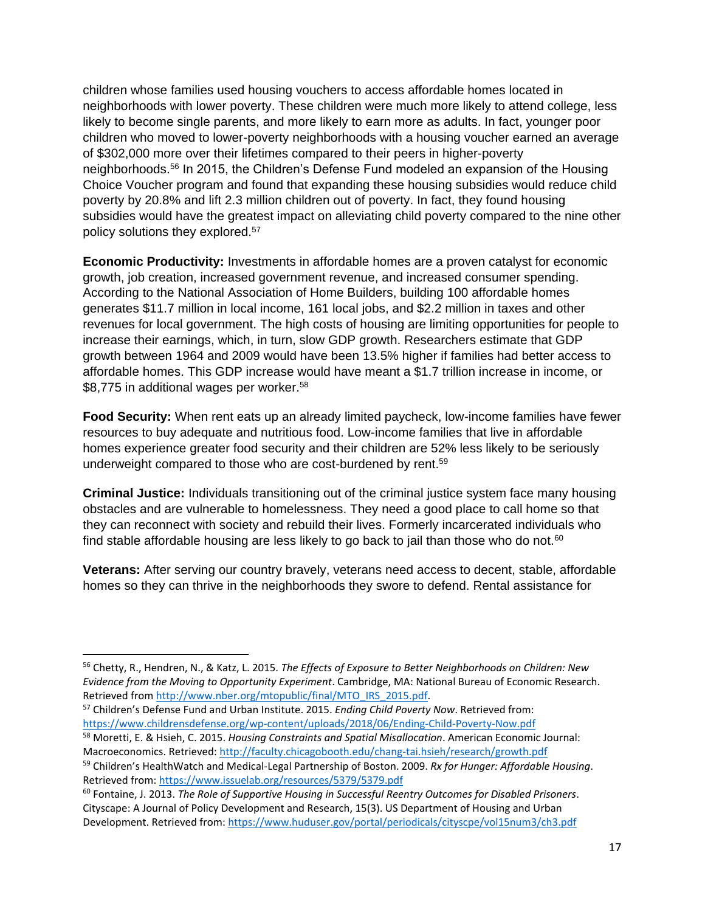children whose families used housing vouchers to access affordable homes located in neighborhoods with lower poverty. These children were much more likely to attend college, less likely to become single parents, and more likely to earn more as adults. In fact, younger poor children who moved to lower-poverty neighborhoods with a housing voucher earned an average of $302,000 more over their lifetimes compared to their peers in higher-poverty neighborhoods.[56] In 2015, the Children's Defense Fund modeled an expansion of the Housing Choice Voucher program and found that expanding these housing subsidies would reduce child poverty by 20.8% and lift 2.3 million children out of poverty. In fact, they found housing subsidies would have the greatest impact on alleviating child poverty compared to the nine other policy solutions they explored.[57]

**Economic Productivity:** Investments in affordable homes are a proven catalyst for economic growth, job creation, increased government revenue, and increased consumer spending. According to the National Association of Home Builders, building 100 affordable homes generates $11.7 million in local income, 161 local jobs, and $2.2 million in taxes and other revenues for local government. The high costs of housing are limiting opportunities for people to increase their earnings, which, in turn, slow GDP growth. Researchers estimate that GDP growth between 1964 and 2009 would have been 13.5% higher if families had better access to affordable homes. This GDP increase would have meant a $1.7 trillion increase in income, or $8,775 in additional wages per worker.[58]

**Food Security:** When rent eats up an already limited paycheck, low-income families have fewer resources to buy adequate and nutritious food. Low-income families that live in affordable homes experience greater food security and their children are 52% less likely to be seriously underweight compared to those who are cost-burdened by rent.[59]

**Criminal Justice:** Individuals transitioning out of the criminal justice system face many housing obstacles and are vulnerable to homelessness. They need a good place to call home so that they can reconnect with society and rebuild their lives. Formerly incarcerated individuals who find stable affordable housing are less likely to go back to jail than those who do not.[60]

**Veterans:** After serving our country bravely, veterans need access to decent, stable, affordable homes so they can thrive in the neighborhoods they swore to defend. Rental assistance for

---

[56] Chetty, R., Hendren, N., & Katz, L. 2015. *The Effects of Exposure to Better Neighborhoods on Children: New Evidence from the Moving to Opportunity Experiment*. Cambridge, MA: National Bureau of Economic Research. Retrieved from http://www.nber.org/mtopublic/final/MTO_IRS_2015.pdf.

[57] Children's Defense Fund and Urban Institute. 2015. *Ending Child Poverty Now*. Retrieved from: https://www.childrensdefense.org/wp-content/uploads/2018/06/Ending-Child-Poverty-Now.pdf

[58] Moretti, E. & Hsieh, C. 2015. *Housing Constraints and Spatial Misallocation*. American Economic Journal: Macroeconomics. Retrieved: http://faculty.chicagobooth.edu/chang-tai.hsieh/research/growth.pdf

[59] Children's HealthWatch and Medical-Legal Partnership of Boston. 2009. *Rx for Hunger: Affordable Housing*. Retrieved from: https://www.issuelab.org/resources/5379/5379.pdf

[60] Fontaine, J. 2013. *The Role of Supportive Housing in Successful Reentry Outcomes for Disabled Prisoners*. Cityscape: A Journal of Policy Development and Research, 15(3). US Department of Housing and Urban Development. Retrieved from: https://www.huduser.gov/portal/periodicals/cityscpe/vol15num3/ch3.pdf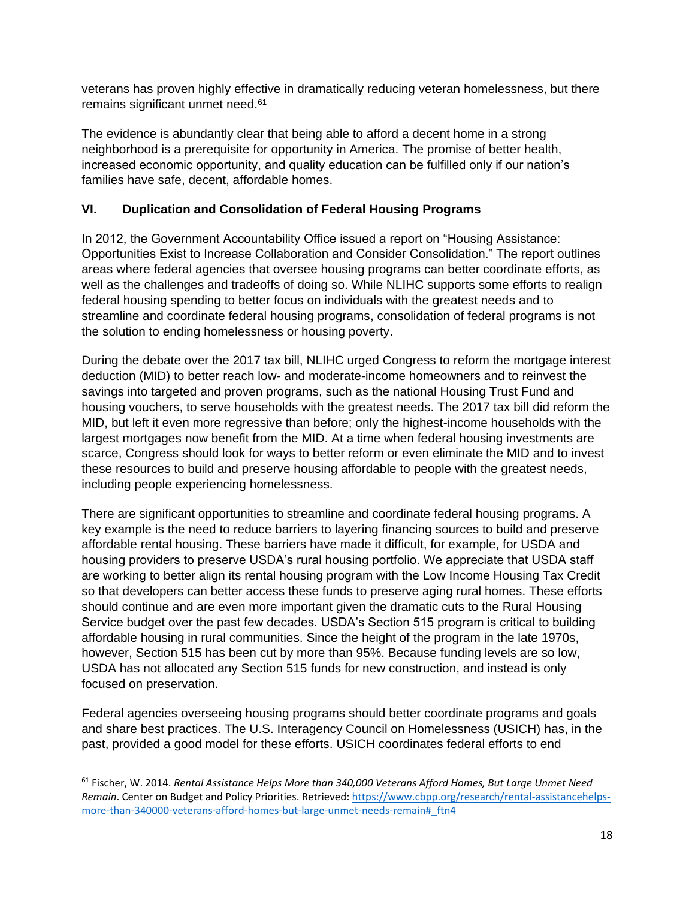veterans has proven highly effective in dramatically reducing veteran homelessness, but there remains significant unmet need.[61]

The evidence is abundantly clear that being able to afford a decent home in a strong neighborhood is a prerequisite for opportunity in America. The promise of better health, increased economic opportunity, and quality education can be fulfilled only if our nation's families have safe, decent, affordable homes.

## VI. Duplication and Consolidation of Federal Housing Programs

In 2012, the Government Accountability Office issued a report on "Housing Assistance: Opportunities Exist to Increase Collaboration and Consider Consolidation." The report outlines areas where federal agencies that oversee housing programs can better coordinate efforts, as well as the challenges and tradeoffs of doing so. While NLIHC supports some efforts to realign federal housing spending to better focus on individuals with the greatest needs and to streamline and coordinate federal housing programs, consolidation of federal programs is not the solution to ending homelessness or housing poverty.

During the debate over the 2017 tax bill, NLIHC urged Congress to reform the mortgage interest deduction (MID) to better reach low- and moderate-income homeowners and to reinvest the savings into targeted and proven programs, such as the national Housing Trust Fund and housing vouchers, to serve households with the greatest needs. The 2017 tax bill did reform the MID, but left it even more regressive than before; only the highest-income households with the largest mortgages now benefit from the MID. At a time when federal housing investments are scarce, Congress should look for ways to better reform or even eliminate the MID and to invest these resources to build and preserve housing affordable to people with the greatest needs, including people experiencing homelessness.

There are significant opportunities to streamline and coordinate federal housing programs. A key example is the need to reduce barriers to layering financing sources to build and preserve affordable rental housing. These barriers have made it difficult, for example, for USDA and housing providers to preserve USDA's rural housing portfolio. We appreciate that USDA staff are working to better align its rental housing program with the Low Income Housing Tax Credit so that developers can better access these funds to preserve aging rural homes. These efforts should continue and are even more important given the dramatic cuts to the Rural Housing Service budget over the past few decades. USDA's Section 515 program is critical to building affordable housing in rural communities. Since the height of the program in the late 1970s, however, Section 515 has been cut by more than 95%. Because funding levels are so low, USDA has not allocated any Section 515 funds for new construction, and instead is only focused on preservation.

Federal agencies overseeing housing programs should better coordinate programs and goals and share best practices. The U.S. Interagency Council on Homelessness (USICH) has, in the past, provided a good model for these efforts. USICH coordinates federal efforts to end

---

[61] Fischer, W. 2014. *Rental Assistance Helps More than 340,000 Veterans Afford Homes, But Large Unmet Need Remain*. Center on Budget and Policy Priorities. Retrieved: https://www.cbpp.org/research/rental-assistancehelps-more-than-340000-veterans-afford-homes-but-large-unmet-needs-remain#_ftn4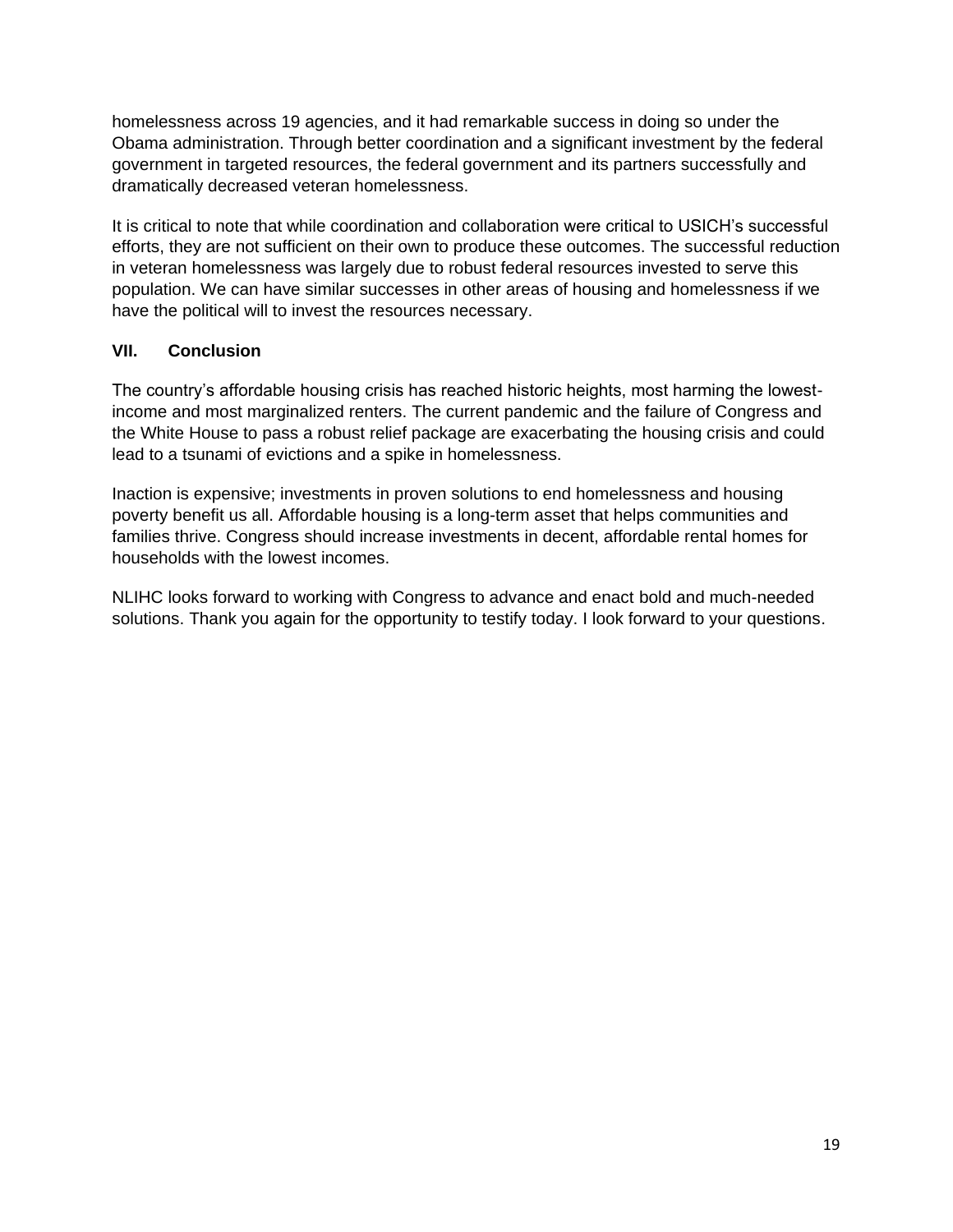homelessness across 19 agencies, and it had remarkable success in doing so under the Obama administration. Through better coordination and a significant investment by the federal government in targeted resources, the federal government and its partners successfully and dramatically decreased veteran homelessness.

It is critical to note that while coordination and collaboration were critical to USICH's successful efforts, they are not sufficient on their own to produce these outcomes. The successful reduction in veteran homelessness was largely due to robust federal resources invested to serve this population. We can have similar successes in other areas of housing and homelessness if we have the political will to invest the resources necessary.

## VII. Conclusion

The country's affordable housing crisis has reached historic heights, most harming the lowest-income and most marginalized renters. The current pandemic and the failure of Congress and the White House to pass a robust relief package are exacerbating the housing crisis and could lead to a tsunami of evictions and a spike in homelessness.

Inaction is expensive; investments in proven solutions to end homelessness and housing poverty benefit us all. Affordable housing is a long-term asset that helps communities and families thrive. Congress should increase investments in decent, affordable rental homes for households with the lowest incomes.

NLIHC looks forward to working with Congress to advance and enact bold and much-needed solutions. Thank you again for the opportunity to testify today. I look forward to your questions.